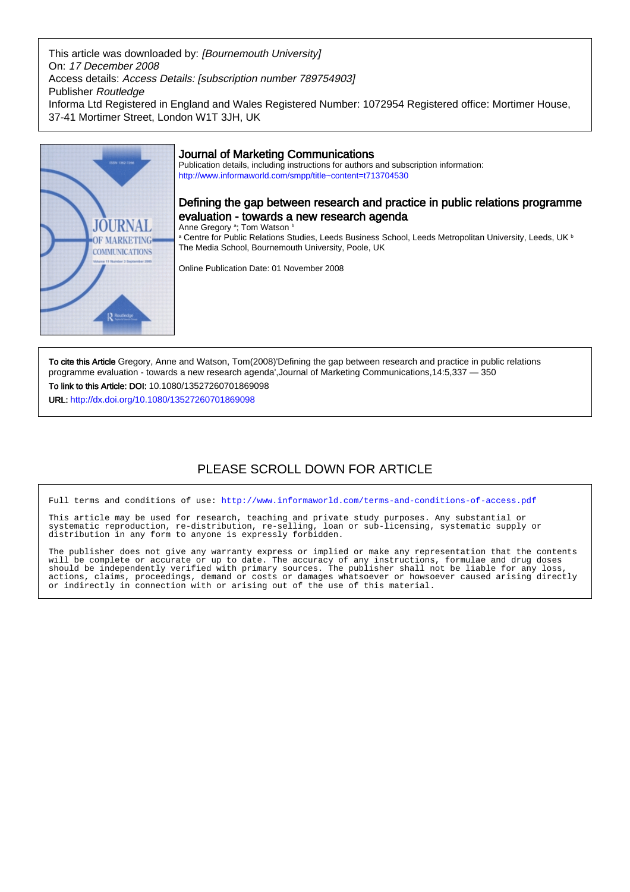This article was downloaded by: *[Bournemouth University]*
On: *17 December 2008*
Access details: *Access Details: [subscription number 789754903]*
Publisher *Routledge*
Informa Ltd Registered in England and Wales Registered Number: 1072954 Registered office: Mortimer House, 37-41 Mortimer Street, London W1T 3JH, UK

## Journal of Marketing Communications

Publication details, including instructions for authors and subscription information:
http://www.informaworld.com/smpp/title~content=t713704530

# Defining the gap between research and practice in public relations programme evaluation - towards a new research agenda

Anne Gregory [a]; Tom Watson [b]

[a] Centre for Public Relations Studies, Leeds Business School, Leeds Metropolitan University, Leeds, UK [b] The Media School, Bournemouth University, Poole, UK

Online Publication Date: 01 November 2008

**To cite this Article** Gregory, Anne and Watson, Tom(2008)'Defining the gap between research and practice in public relations programme evaluation - towards a new research agenda',Journal of Marketing Communications,14:5,337 — 350

**To link to this Article: DOI:** 10.1080/13527260701869098

**URL:** http://dx.doi.org/10.1080/13527260701869098

PLEASE SCROLL DOWN FOR ARTICLE

Full terms and conditions of use: http://www.informaworld.com/terms-and-conditions-of-access.pdf

This article may be used for research, teaching and private study purposes. Any substantial or systematic reproduction, re-distribution, re-selling, loan or sub-licensing, systematic supply or distribution in any form to anyone is expressly forbidden.

The publisher does not give any warranty express or implied or make any representation that the contents will be complete or accurate or up to date. The accuracy of any instructions, formulae and drug doses should be independently verified with primary sources. The publisher shall not be liable for any loss, actions, claims, proceedings, demand or costs or damages whatsoever or howsoever caused arising directly or indirectly in connection with or arising out of the use of this material.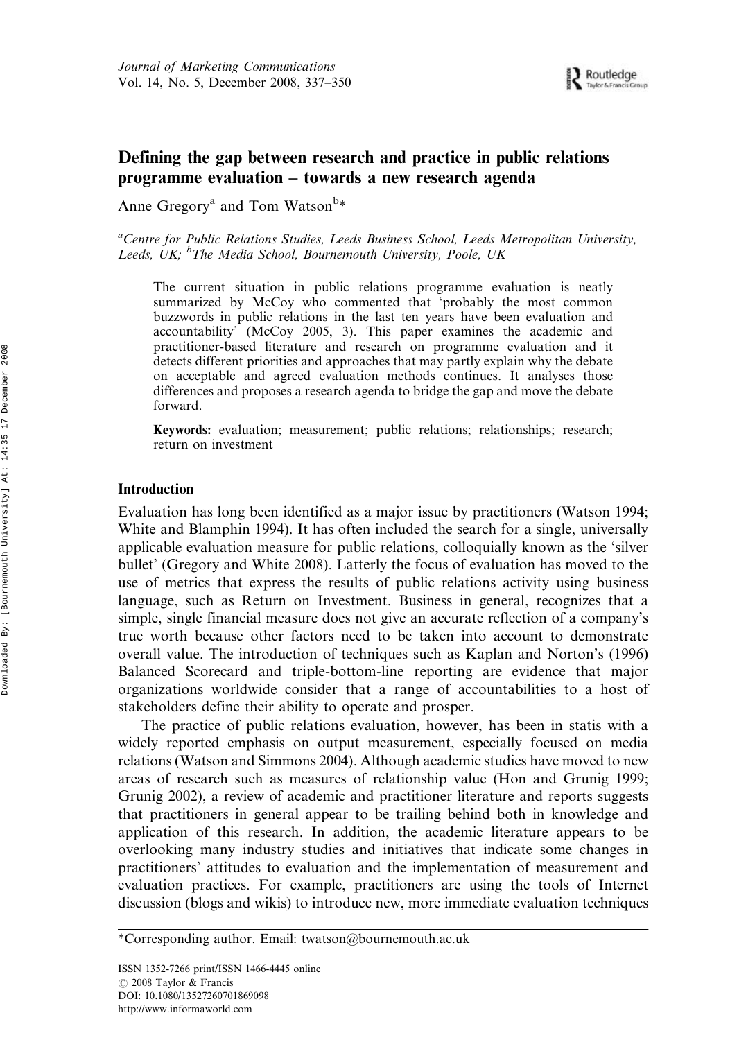# Defining the gap between research and practice in public relations programme evaluation – towards a new research agenda

Anne Gregory[a] and Tom Watson[b]*

[a]*Centre for Public Relations Studies, Leeds Business School, Leeds Metropolitan University, Leeds, UK;* [b]*The Media School, Bournemouth University, Poole, UK*

The current situation in public relations programme evaluation is neatly summarized by McCoy who commented that 'probably the most common buzzwords in public relations in the last ten years have been evaluation and accountability' (McCoy 2005, 3). This paper examines the academic and practitioner-based literature and research on programme evaluation and it detects different priorities and approaches that may partly explain why the debate on acceptable and agreed evaluation methods continues. It analyses those differences and proposes a research agenda to bridge the gap and move the debate forward.

**Keywords:** evaluation; measurement; public relations; relationships; research; return on investment

## Introduction

Evaluation has long been identified as a major issue by practitioners (Watson 1994; White and Blamphin 1994). It has often included the search for a single, universally applicable evaluation measure for public relations, colloquially known as the 'silver bullet' (Gregory and White 2008). Latterly the focus of evaluation has moved to the use of metrics that express the results of public relations activity using business language, such as Return on Investment. Business in general, recognizes that a simple, single financial measure does not give an accurate reflection of a company's true worth because other factors need to be taken into account to demonstrate overall value. The introduction of techniques such as Kaplan and Norton's (1996) Balanced Scorecard and triple-bottom-line reporting are evidence that major organizations worldwide consider that a range of accountabilities to a host of stakeholders define their ability to operate and prosper.

The practice of public relations evaluation, however, has been in statis with a widely reported emphasis on output measurement, especially focused on media relations (Watson and Simmons 2004). Although academic studies have moved to new areas of research such as measures of relationship value (Hon and Grunig 1999; Grunig 2002), a review of academic and practitioner literature and reports suggests that practitioners in general appear to be trailing behind both in knowledge and application of this research. In addition, the academic literature appears to be overlooking many industry studies and initiatives that indicate some changes in practitioners' attitudes to evaluation and the implementation of measurement and evaluation practices. For example, practitioners are using the tools of Internet discussion (blogs and wikis) to introduce new, more immediate evaluation techniques

*Corresponding author. Email: twatson@bournemouth.ac.uk

ISSN 1352-7266 print/ISSN 1466-4445 online
© 2008 Taylor & Francis
DOI: 10.1080/13527260701869098
http://www.informaworld.com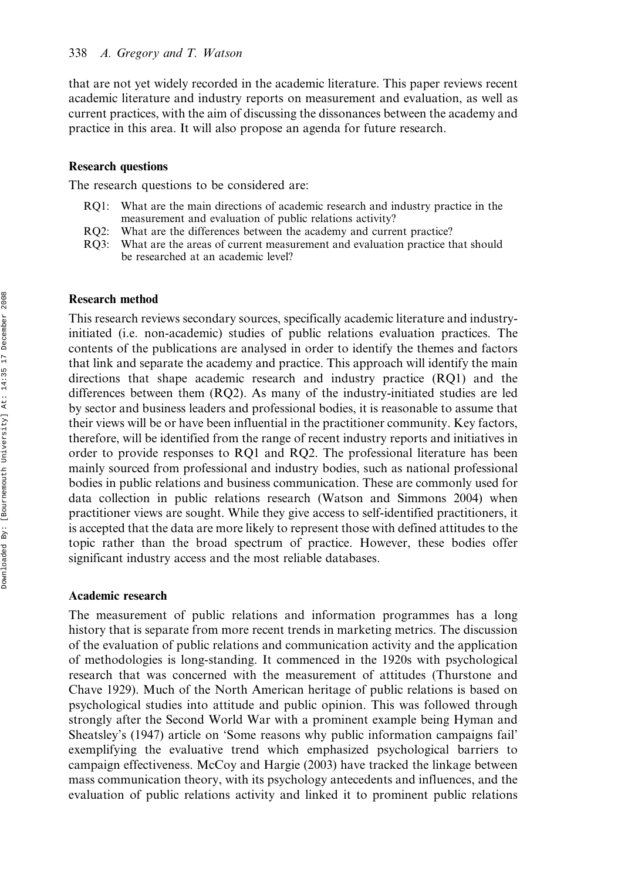that are not yet widely recorded in the academic literature. This paper reviews recent academic literature and industry reports on measurement and evaluation, as well as current practices, with the aim of discussing the dissonances between the academy and practice in this area. It will also propose an agenda for future research.

### Research questions

The research questions to be considered are:

- RQ1: What are the main directions of academic research and industry practice in the measurement and evaluation of public relations activity?
- RQ2: What are the differences between the academy and current practice?
- RQ3: What are the areas of current measurement and evaluation practice that should be researched at an academic level?

### Research method

This research reviews secondary sources, specifically academic literature and industry-initiated (i.e. non-academic) studies of public relations evaluation practices. The contents of the publications are analysed in order to identify the themes and factors that link and separate the academy and practice. This approach will identify the main directions that shape academic research and industry practice (RQ1) and the differences between them (RQ2). As many of the industry-initiated studies are led by sector and business leaders and professional bodies, it is reasonable to assume that their views will be or have been influential in the practitioner community. Key factors, therefore, will be identified from the range of recent industry reports and initiatives in order to provide responses to RQ1 and RQ2. The professional literature has been mainly sourced from professional and industry bodies, such as national professional bodies in public relations and business communication. These are commonly used for data collection in public relations research (Watson and Simmons 2004) when practitioner views are sought. While they give access to self-identified practitioners, it is accepted that the data are more likely to represent those with defined attitudes to the topic rather than the broad spectrum of practice. However, these bodies offer significant industry access and the most reliable databases.

### Academic research

The measurement of public relations and information programmes has a long history that is separate from more recent trends in marketing metrics. The discussion of the evaluation of public relations and communication activity and the application of methodologies is long-standing. It commenced in the 1920s with psychological research that was concerned with the measurement of attitudes (Thurstone and Chave 1929). Much of the North American heritage of public relations is based on psychological studies into attitude and public opinion. This was followed through strongly after the Second World War with a prominent example being Hyman and Sheatsley's (1947) article on 'Some reasons why public information campaigns fail' exemplifying the evaluative trend which emphasized psychological barriers to campaign effectiveness. McCoy and Hargie (2003) have tracked the linkage between mass communication theory, with its psychology antecedents and influences, and the evaluation of public relations activity and linked it to prominent public relations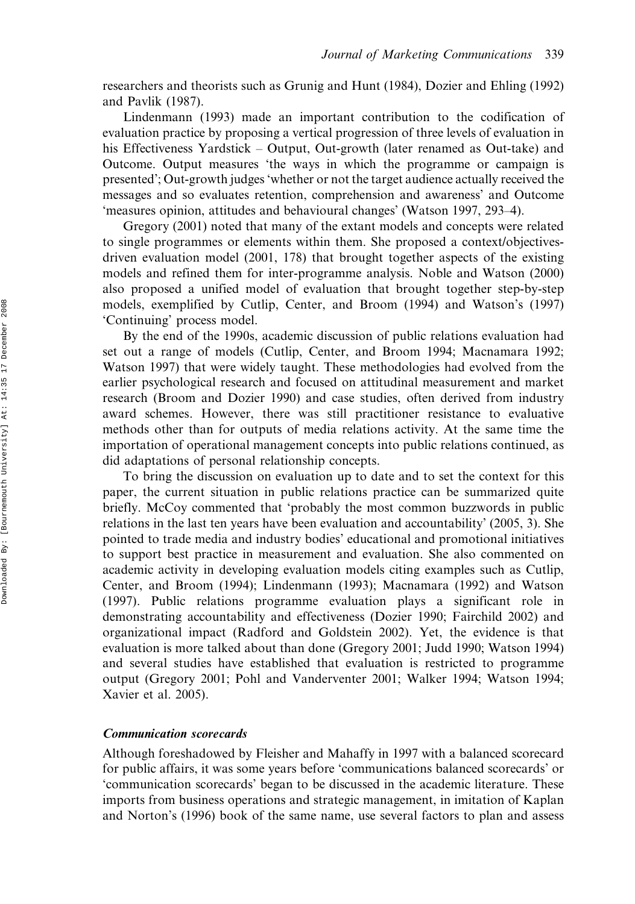researchers and theorists such as Grunig and Hunt (1984), Dozier and Ehling (1992) and Pavlik (1987).

Lindenmann (1993) made an important contribution to the codification of evaluation practice by proposing a vertical progression of three levels of evaluation in his Effectiveness Yardstick – Output, Out-growth (later renamed as Out-take) and Outcome. Output measures 'the ways in which the programme or campaign is presented'; Out-growth judges 'whether or not the target audience actually received the messages and so evaluates retention, comprehension and awareness' and Outcome 'measures opinion, attitudes and behavioural changes' (Watson 1997, 293–4).

Gregory (2001) noted that many of the extant models and concepts were related to single programmes or elements within them. She proposed a context/objectives-driven evaluation model (2001, 178) that brought together aspects of the existing models and refined them for inter-programme analysis. Noble and Watson (2000) also proposed a unified model of evaluation that brought together step-by-step models, exemplified by Cutlip, Center, and Broom (1994) and Watson's (1997) 'Continuing' process model.

By the end of the 1990s, academic discussion of public relations evaluation had set out a range of models (Cutlip, Center, and Broom 1994; Macnamara 1992; Watson 1997) that were widely taught. These methodologies had evolved from the earlier psychological research and focused on attitudinal measurement and market research (Broom and Dozier 1990) and case studies, often derived from industry award schemes. However, there was still practitioner resistance to evaluative methods other than for outputs of media relations activity. At the same time the importation of operational management concepts into public relations continued, as did adaptations of personal relationship concepts.

To bring the discussion on evaluation up to date and to set the context for this paper, the current situation in public relations practice can be summarized quite briefly. McCoy commented that 'probably the most common buzzwords in public relations in the last ten years have been evaluation and accountability' (2005, 3). She pointed to trade media and industry bodies' educational and promotional initiatives to support best practice in measurement and evaluation. She also commented on academic activity in developing evaluation models citing examples such as Cutlip, Center, and Broom (1994); Lindenmann (1993); Macnamara (1992) and Watson (1997). Public relations programme evaluation plays a significant role in demonstrating accountability and effectiveness (Dozier 1990; Fairchild 2002) and organizational impact (Radford and Goldstein 2002). Yet, the evidence is that evaluation is more talked about than done (Gregory 2001; Judd 1990; Watson 1994) and several studies have established that evaluation is restricted to programme output (Gregory 2001; Pohl and Vanderventer 2001; Walker 1994; Watson 1994; Xavier et al. 2005).

### *Communication scorecards*

Although foreshadowed by Fleisher and Mahaffy in 1997 with a balanced scorecard for public affairs, it was some years before 'communications balanced scorecards' or 'communication scorecards' began to be discussed in the academic literature. These imports from business operations and strategic management, in imitation of Kaplan and Norton's (1996) book of the same name, use several factors to plan and assess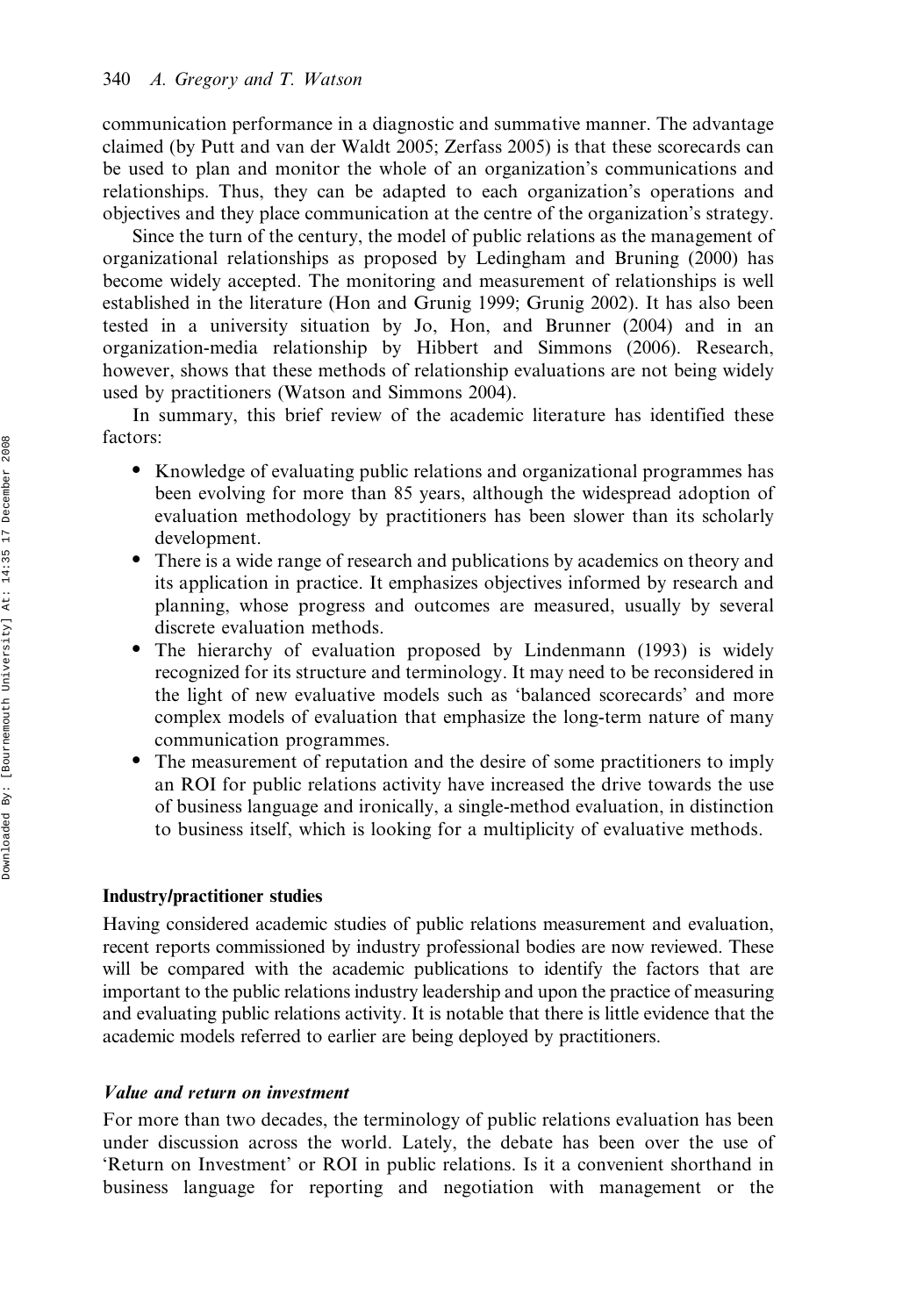communication performance in a diagnostic and summative manner. The advantage claimed (by Putt and van der Waldt 2005; Zerfass 2005) is that these scorecards can be used to plan and monitor the whole of an organization's communications and relationships. Thus, they can be adapted to each organization's operations and objectives and they place communication at the centre of the organization's strategy.

Since the turn of the century, the model of public relations as the management of organizational relationships as proposed by Ledingham and Bruning (2000) has become widely accepted. The monitoring and measurement of relationships is well established in the literature (Hon and Grunig 1999; Grunig 2002). It has also been tested in a university situation by Jo, Hon, and Brunner (2004) and in an organization-media relationship by Hibbert and Simmons (2006). Research, however, shows that these methods of relationship evaluations are not being widely used by practitioners (Watson and Simmons 2004).

In summary, this brief review of the academic literature has identified these factors:

- Knowledge of evaluating public relations and organizational programmes has been evolving for more than 85 years, although the widespread adoption of evaluation methodology by practitioners has been slower than its scholarly development.
- There is a wide range of research and publications by academics on theory and its application in practice. It emphasizes objectives informed by research and planning, whose progress and outcomes are measured, usually by several discrete evaluation methods.
- The hierarchy of evaluation proposed by Lindenmann (1993) is widely recognized for its structure and terminology. It may need to be reconsidered in the light of new evaluative models such as 'balanced scorecards' and more complex models of evaluation that emphasize the long-term nature of many communication programmes.
- The measurement of reputation and the desire of some practitioners to imply an ROI for public relations activity have increased the drive towards the use of business language and ironically, a single-method evaluation, in distinction to business itself, which is looking for a multiplicity of evaluative methods.

## Industry/practitioner studies

Having considered academic studies of public relations measurement and evaluation, recent reports commissioned by industry professional bodies are now reviewed. These will be compared with the academic publications to identify the factors that are important to the public relations industry leadership and upon the practice of measuring and evaluating public relations activity. It is notable that there is little evidence that the academic models referred to earlier are being deployed by practitioners.

### *Value and return on investment*

For more than two decades, the terminology of public relations evaluation has been under discussion across the world. Lately, the debate has been over the use of 'Return on Investment' or ROI in public relations. Is it a convenient shorthand in business language for reporting and negotiation with management or the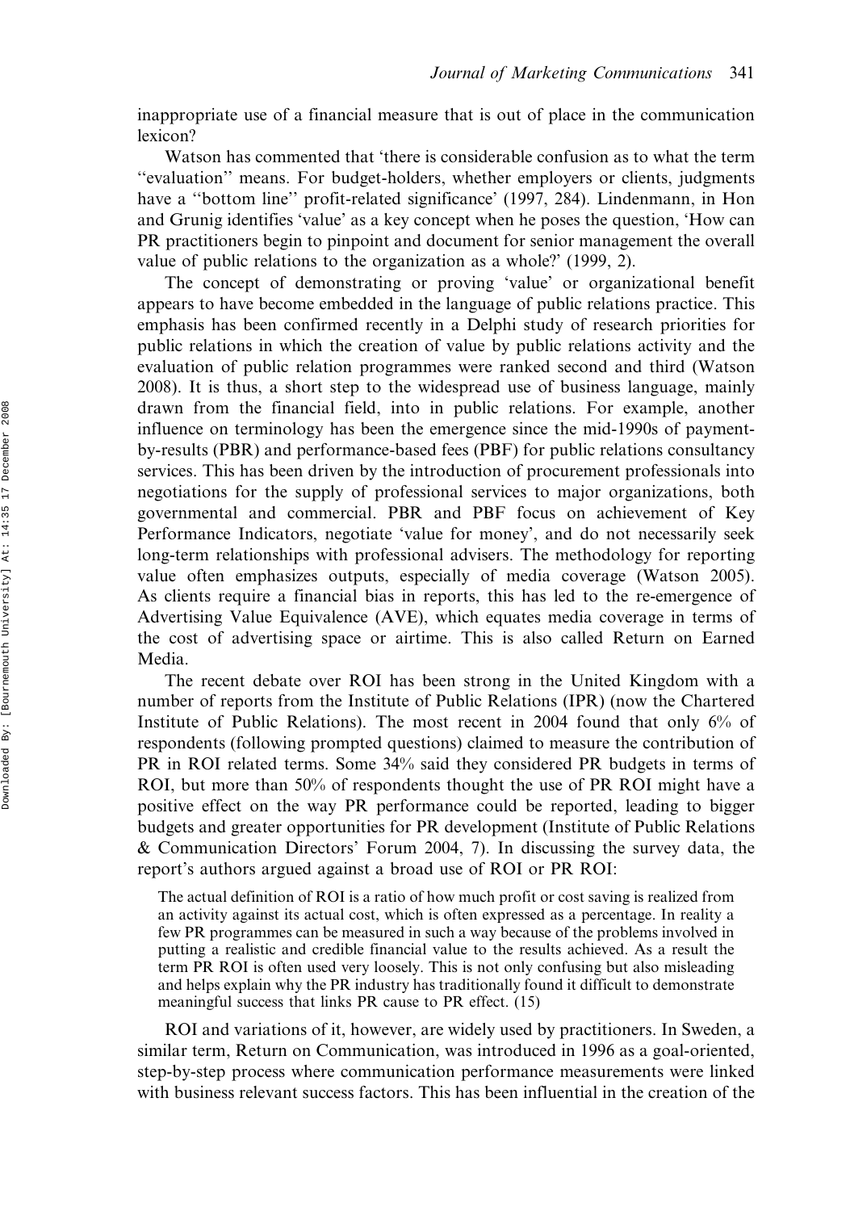inappropriate use of a financial measure that is out of place in the communication lexicon?

Watson has commented that 'there is considerable confusion as to what the term ''evaluation'' means. For budget-holders, whether employers or clients, judgments have a ''bottom line'' profit-related significance' (1997, 284). Lindenmann, in Hon and Grunig identifies 'value' as a key concept when he poses the question, 'How can PR practitioners begin to pinpoint and document for senior management the overall value of public relations to the organization as a whole?' (1999, 2).

The concept of demonstrating or proving 'value' or organizational benefit appears to have become embedded in the language of public relations practice. This emphasis has been confirmed recently in a Delphi study of research priorities for public relations in which the creation of value by public relations activity and the evaluation of public relation programmes were ranked second and third (Watson 2008). It is thus, a short step to the widespread use of business language, mainly drawn from the financial field, into in public relations. For example, another influence on terminology has been the emergence since the mid-1990s of payment-by-results (PBR) and performance-based fees (PBF) for public relations consultancy services. This has been driven by the introduction of procurement professionals into negotiations for the supply of professional services to major organizations, both governmental and commercial. PBR and PBF focus on achievement of Key Performance Indicators, negotiate 'value for money', and do not necessarily seek long-term relationships with professional advisers. The methodology for reporting value often emphasizes outputs, especially of media coverage (Watson 2005). As clients require a financial bias in reports, this has led to the re-emergence of Advertising Value Equivalence (AVE), which equates media coverage in terms of the cost of advertising space or airtime. This is also called Return on Earned Media.

The recent debate over ROI has been strong in the United Kingdom with a number of reports from the Institute of Public Relations (IPR) (now the Chartered Institute of Public Relations). The most recent in 2004 found that only 6% of respondents (following prompted questions) claimed to measure the contribution of PR in ROI related terms. Some 34% said they considered PR budgets in terms of ROI, but more than 50% of respondents thought the use of PR ROI might have a positive effect on the way PR performance could be reported, leading to bigger budgets and greater opportunities for PR development (Institute of Public Relations & Communication Directors' Forum 2004, 7). In discussing the survey data, the report's authors argued against a broad use of ROI or PR ROI:

> The actual definition of ROI is a ratio of how much profit or cost saving is realized from an activity against its actual cost, which is often expressed as a percentage. In reality a few PR programmes can be measured in such a way because of the problems involved in putting a realistic and credible financial value to the results achieved. As a result the term PR ROI is often used very loosely. This is not only confusing but also misleading and helps explain why the PR industry has traditionally found it difficult to demonstrate meaningful success that links PR cause to PR effect. (15)

ROI and variations of it, however, are widely used by practitioners. In Sweden, a similar term, Return on Communication, was introduced in 1996 as a goal-oriented, step-by-step process where communication performance measurements were linked with business relevant success factors. This has been influential in the creation of the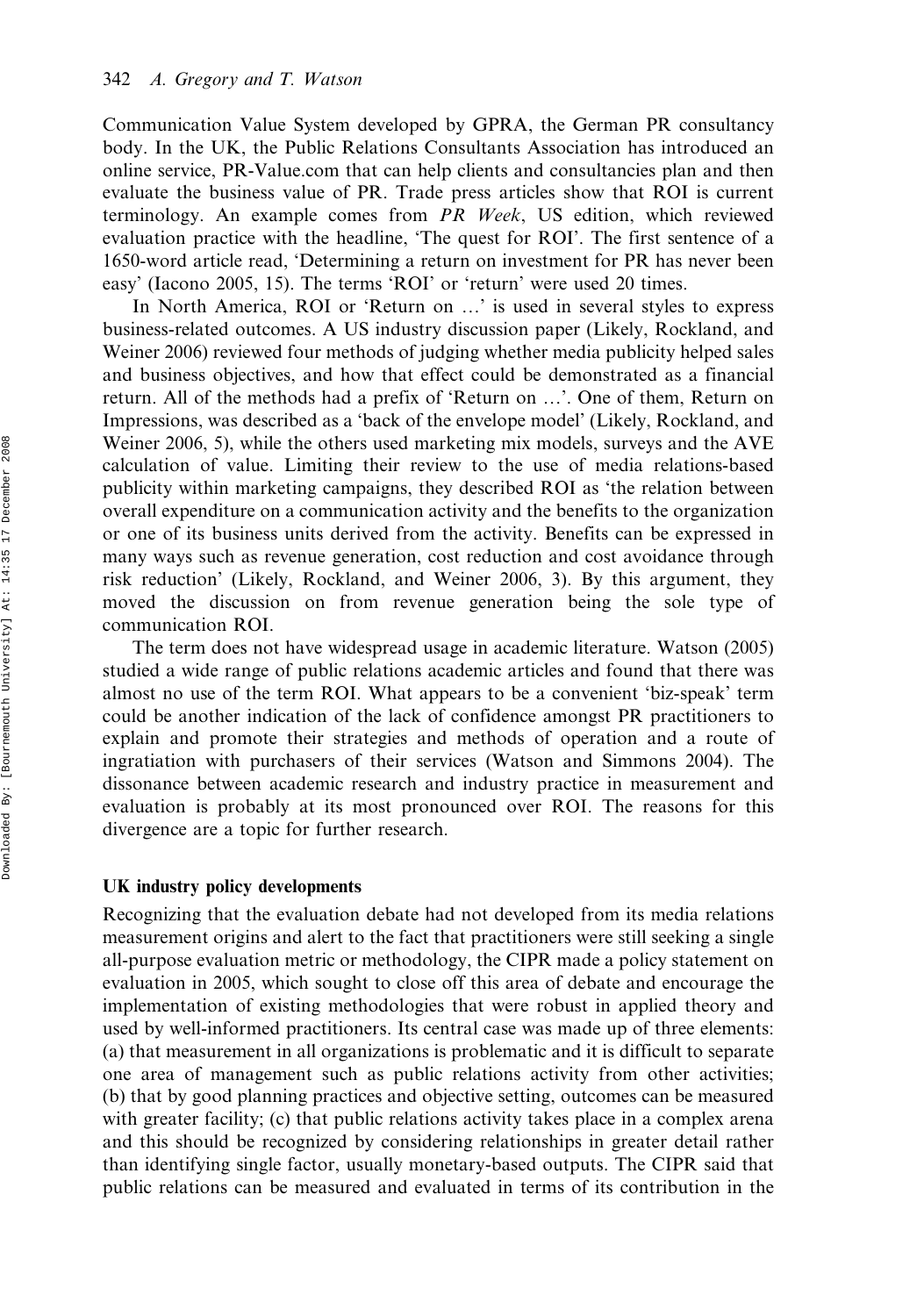Communication Value System developed by GPRA, the German PR consultancy body. In the UK, the Public Relations Consultants Association has introduced an online service, PR-Value.com that can help clients and consultancies plan and then evaluate the business value of PR. Trade press articles show that ROI is current terminology. An example comes from *PR Week*, US edition, which reviewed evaluation practice with the headline, 'The quest for ROI'. The first sentence of a 1650-word article read, 'Determining a return on investment for PR has never been easy' (Iacono 2005, 15). The terms 'ROI' or 'return' were used 20 times.

In North America, ROI or 'Return on …' is used in several styles to express business-related outcomes. A US industry discussion paper (Likely, Rockland, and Weiner 2006) reviewed four methods of judging whether media publicity helped sales and business objectives, and how that effect could be demonstrated as a financial return. All of the methods had a prefix of 'Return on …'. One of them, Return on Impressions, was described as a 'back of the envelope model' (Likely, Rockland, and Weiner 2006, 5), while the others used marketing mix models, surveys and the AVE calculation of value. Limiting their review to the use of media relations-based publicity within marketing campaigns, they described ROI as 'the relation between overall expenditure on a communication activity and the benefits to the organization or one of its business units derived from the activity. Benefits can be expressed in many ways such as revenue generation, cost reduction and cost avoidance through risk reduction' (Likely, Rockland, and Weiner 2006, 3). By this argument, they moved the discussion on from revenue generation being the sole type of communication ROI.

The term does not have widespread usage in academic literature. Watson (2005) studied a wide range of public relations academic articles and found that there was almost no use of the term ROI. What appears to be a convenient 'biz-speak' term could be another indication of the lack of confidence amongst PR practitioners to explain and promote their strategies and methods of operation and a route of ingratiation with purchasers of their services (Watson and Simmons 2004). The dissonance between academic research and industry practice in measurement and evaluation is probably at its most pronounced over ROI. The reasons for this divergence are a topic for further research.

## UK industry policy developments

Recognizing that the evaluation debate had not developed from its media relations measurement origins and alert to the fact that practitioners were still seeking a single all-purpose evaluation metric or methodology, the CIPR made a policy statement on evaluation in 2005, which sought to close off this area of debate and encourage the implementation of existing methodologies that were robust in applied theory and used by well-informed practitioners. Its central case was made up of three elements: (a) that measurement in all organizations is problematic and it is difficult to separate one area of management such as public relations activity from other activities; (b) that by good planning practices and objective setting, outcomes can be measured with greater facility; (c) that public relations activity takes place in a complex arena and this should be recognized by considering relationships in greater detail rather than identifying single factor, usually monetary-based outputs. The CIPR said that public relations can be measured and evaluated in terms of its contribution in the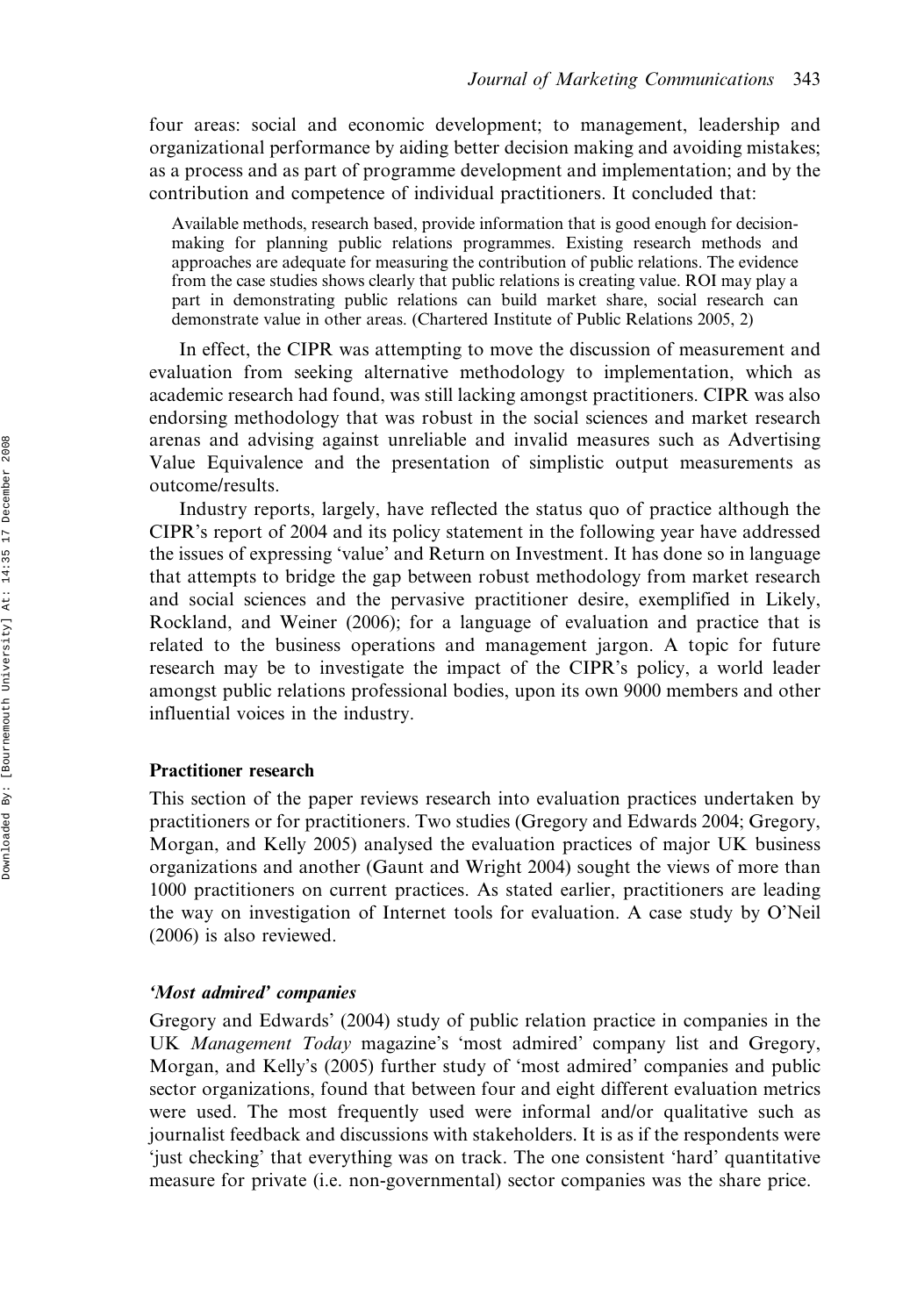four areas: social and economic development; to management, leadership and organizational performance by aiding better decision making and avoiding mistakes; as a process and as part of programme development and implementation; and by the contribution and competence of individual practitioners. It concluded that:

> Available methods, research based, provide information that is good enough for decision-making for planning public relations programmes. Existing research methods and approaches are adequate for measuring the contribution of public relations. The evidence from the case studies shows clearly that public relations is creating value. ROI may play a part in demonstrating public relations can build market share, social research can demonstrate value in other areas. (Chartered Institute of Public Relations 2005, 2)

In effect, the CIPR was attempting to move the discussion of measurement and evaluation from seeking alternative methodology to implementation, which as academic research had found, was still lacking amongst practitioners. CIPR was also endorsing methodology that was robust in the social sciences and market research arenas and advising against unreliable and invalid measures such as Advertising Value Equivalence and the presentation of simplistic output measurements as outcome/results.

Industry reports, largely, have reflected the status quo of practice although the CIPR's report of 2004 and its policy statement in the following year have addressed the issues of expressing 'value' and Return on Investment. It has done so in language that attempts to bridge the gap between robust methodology from market research and social sciences and the pervasive practitioner desire, exemplified in Likely, Rockland, and Weiner (2006); for a language of evaluation and practice that is related to the business operations and management jargon. A topic for future research may be to investigate the impact of the CIPR's policy, a world leader amongst public relations professional bodies, upon its own 9000 members and other influential voices in the industry.

## Practitioner research

This section of the paper reviews research into evaluation practices undertaken by practitioners or for practitioners. Two studies (Gregory and Edwards 2004; Gregory, Morgan, and Kelly 2005) analysed the evaluation practices of major UK business organizations and another (Gaunt and Wright 2004) sought the views of more than 1000 practitioners on current practices. As stated earlier, practitioners are leading the way on investigation of Internet tools for evaluation. A case study by O'Neil (2006) is also reviewed.

### *'Most admired' companies*

Gregory and Edwards' (2004) study of public relation practice in companies in the UK *Management Today* magazine's 'most admired' company list and Gregory, Morgan, and Kelly's (2005) further study of 'most admired' companies and public sector organizations, found that between four and eight different evaluation metrics were used. The most frequently used were informal and/or qualitative such as journalist feedback and discussions with stakeholders. It is as if the respondents were 'just checking' that everything was on track. The one consistent 'hard' quantitative measure for private (i.e. non-governmental) sector companies was the share price.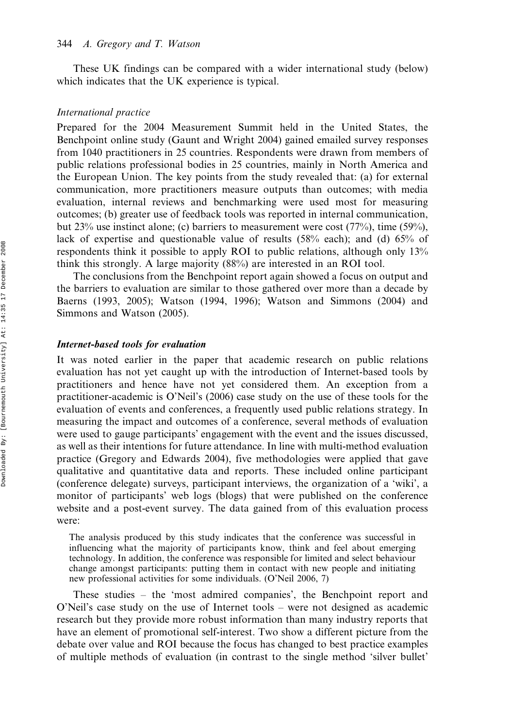These UK findings can be compared with a wider international study (below) which indicates that the UK experience is typical.

*International practice*

Prepared for the 2004 Measurement Summit held in the United States, the Benchpoint online study (Gaunt and Wright 2004) gained emailed survey responses from 1040 practitioners in 25 countries. Respondents were drawn from members of public relations professional bodies in 25 countries, mainly in North America and the European Union. The key points from the study revealed that: (a) for external communication, more practitioners measure outputs than outcomes; with media evaluation, internal reviews and benchmarking were used most for measuring outcomes; (b) greater use of feedback tools was reported in internal communication, but 23% use instinct alone; (c) barriers to measurement were cost (77%), time (59%), lack of expertise and questionable value of results (58% each); and (d) 65% of respondents think it possible to apply ROI to public relations, although only 13% think this strongly. A large majority (88%) are interested in an ROI tool.

The conclusions from the Benchpoint report again showed a focus on output and the barriers to evaluation are similar to those gathered over more than a decade by Baerns (1993, 2005); Watson (1994, 1996); Watson and Simmons (2004) and Simmons and Watson (2005).

***Internet-based tools for evaluation***

It was noted earlier in the paper that academic research on public relations evaluation has not yet caught up with the introduction of Internet-based tools by practitioners and hence have not yet considered them. An exception from a practitioner-academic is O'Neil's (2006) case study on the use of these tools for the evaluation of events and conferences, a frequently used public relations strategy. In measuring the impact and outcomes of a conference, several methods of evaluation were used to gauge participants' engagement with the event and the issues discussed, as well as their intentions for future attendance. In line with multi-method evaluation practice (Gregory and Edwards 2004), five methodologies were applied that gave qualitative and quantitative data and reports. These included online participant (conference delegate) surveys, participant interviews, the organization of a 'wiki', a monitor of participants' web logs (blogs) that were published on the conference website and a post-event survey. The data gained from of this evaluation process were:

> The analysis produced by this study indicates that the conference was successful in influencing what the majority of participants know, think and feel about emerging technology. In addition, the conference was responsible for limited and select behaviour change amongst participants: putting them in contact with new people and initiating new professional activities for some individuals. (O'Neil 2006, 7)

These studies – the 'most admired companies', the Benchpoint report and O'Neil's case study on the use of Internet tools – were not designed as academic research but they provide more robust information than many industry reports that have an element of promotional self-interest. Two show a different picture from the debate over value and ROI because the focus has changed to best practice examples of multiple methods of evaluation (in contrast to the single method 'silver bullet'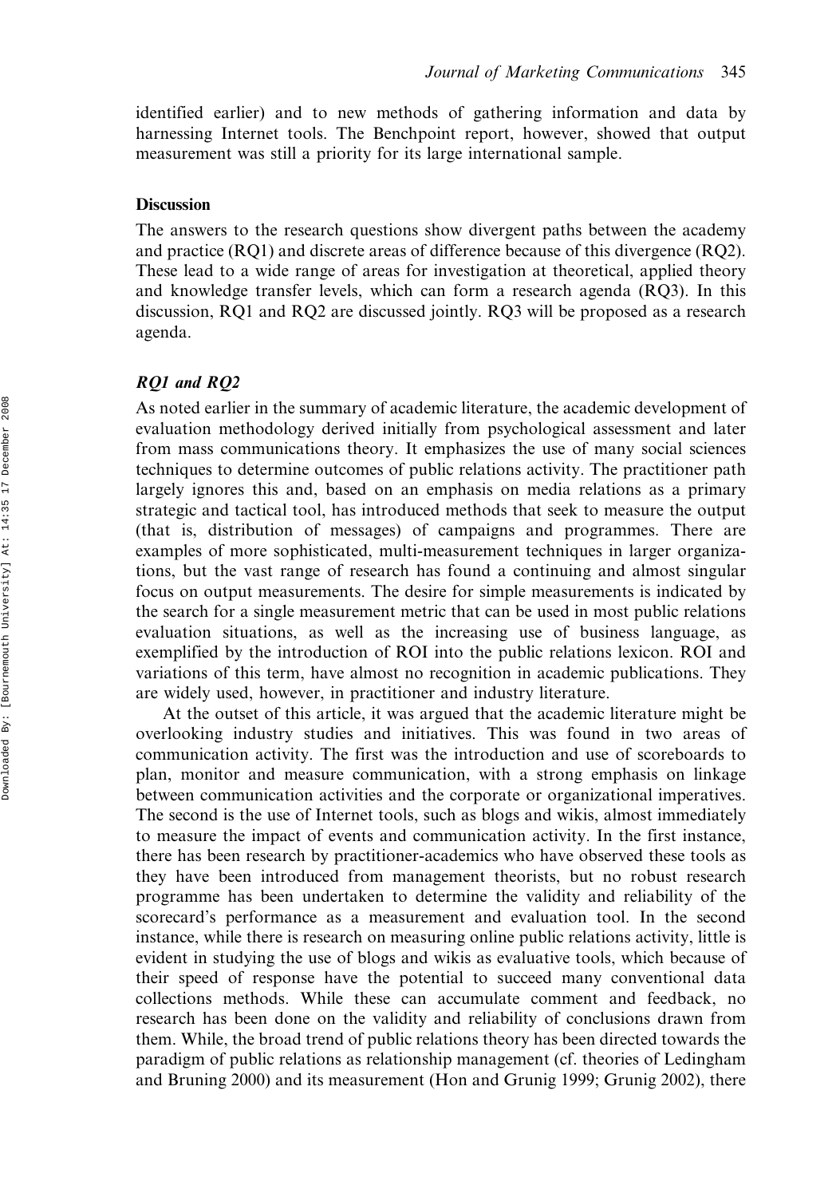identified earlier) and to new methods of gathering information and data by harnessing Internet tools. The Benchpoint report, however, showed that output measurement was still a priority for its large international sample.

## Discussion

The answers to the research questions show divergent paths between the academy and practice (RQ1) and discrete areas of difference because of this divergence (RQ2). These lead to a wide range of areas for investigation at theoretical, applied theory and knowledge transfer levels, which can form a research agenda (RQ3). In this discussion, RQ1 and RQ2 are discussed jointly. RQ3 will be proposed as a research agenda.

### *RQ1 and RQ2*

As noted earlier in the summary of academic literature, the academic development of evaluation methodology derived initially from psychological assessment and later from mass communications theory. It emphasizes the use of many social sciences techniques to determine outcomes of public relations activity. The practitioner path largely ignores this and, based on an emphasis on media relations as a primary strategic and tactical tool, has introduced methods that seek to measure the output (that is, distribution of messages) of campaigns and programmes. There are examples of more sophisticated, multi-measurement techniques in larger organizations, but the vast range of research has found a continuing and almost singular focus on output measurements. The desire for simple measurements is indicated by the search for a single measurement metric that can be used in most public relations evaluation situations, as well as the increasing use of business language, as exemplified by the introduction of ROI into the public relations lexicon. ROI and variations of this term, have almost no recognition in academic publications. They are widely used, however, in practitioner and industry literature.

At the outset of this article, it was argued that the academic literature might be overlooking industry studies and initiatives. This was found in two areas of communication activity. The first was the introduction and use of scoreboards to plan, monitor and measure communication, with a strong emphasis on linkage between communication activities and the corporate or organizational imperatives. The second is the use of Internet tools, such as blogs and wikis, almost immediately to measure the impact of events and communication activity. In the first instance, there has been research by practitioner-academics who have observed these tools as they have been introduced from management theorists, but no robust research programme has been undertaken to determine the validity and reliability of the scorecard's performance as a measurement and evaluation tool. In the second instance, while there is research on measuring online public relations activity, little is evident in studying the use of blogs and wikis as evaluative tools, which because of their speed of response have the potential to succeed many conventional data collections methods. While these can accumulate comment and feedback, no research has been done on the validity and reliability of conclusions drawn from them. While, the broad trend of public relations theory has been directed towards the paradigm of public relations as relationship management (cf. theories of Ledingham and Bruning 2000) and its measurement (Hon and Grunig 1999; Grunig 2002), there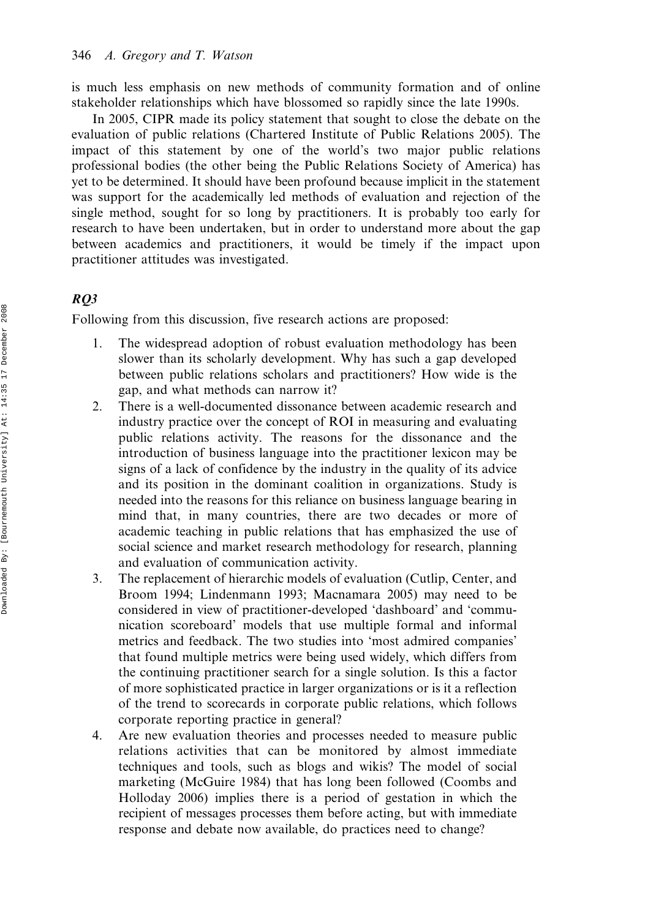is much less emphasis on new methods of community formation and of online stakeholder relationships which have blossomed so rapidly since the late 1990s.

In 2005, CIPR made its policy statement that sought to close the debate on the evaluation of public relations (Chartered Institute of Public Relations 2005). The impact of this statement by one of the world's two major public relations professional bodies (the other being the Public Relations Society of America) has yet to be determined. It should have been profound because implicit in the statement was support for the academically led methods of evaluation and rejection of the single method, sought for so long by practitioners. It is probably too early for research to have been undertaken, but in order to understand more about the gap between academics and practitioners, it would be timely if the impact upon practitioner attitudes was investigated.

### *RQ3*

Following from this discussion, five research actions are proposed:

1. The widespread adoption of robust evaluation methodology has been slower than its scholarly development. Why has such a gap developed between public relations scholars and practitioners? How wide is the gap, and what methods can narrow it?
2. There is a well-documented dissonance between academic research and industry practice over the concept of ROI in measuring and evaluating public relations activity. The reasons for the dissonance and the introduction of business language into the practitioner lexicon may be signs of a lack of confidence by the industry in the quality of its advice and its position in the dominant coalition in organizations. Study is needed into the reasons for this reliance on business language bearing in mind that, in many countries, there are two decades or more of academic teaching in public relations that has emphasized the use of social science and market research methodology for research, planning and evaluation of communication activity.
3. The replacement of hierarchic models of evaluation (Cutlip, Center, and Broom 1994; Lindenmann 1993; Macnamara 2005) may need to be considered in view of practitioner-developed 'dashboard' and 'communication scoreboard' models that use multiple formal and informal metrics and feedback. The two studies into 'most admired companies' that found multiple metrics were being used widely, which differs from the continuing practitioner search for a single solution. Is this a factor of more sophisticated practice in larger organizations or is it a reflection of the trend to scorecards in corporate public relations, which follows corporate reporting practice in general?
4. Are new evaluation theories and processes needed to measure public relations activities that can be monitored by almost immediate techniques and tools, such as blogs and wikis? The model of social marketing (McGuire 1984) that has long been followed (Coombs and Holloday 2006) implies there is a period of gestation in which the recipient of messages processes them before acting, but with immediate response and debate now available, do practices need to change?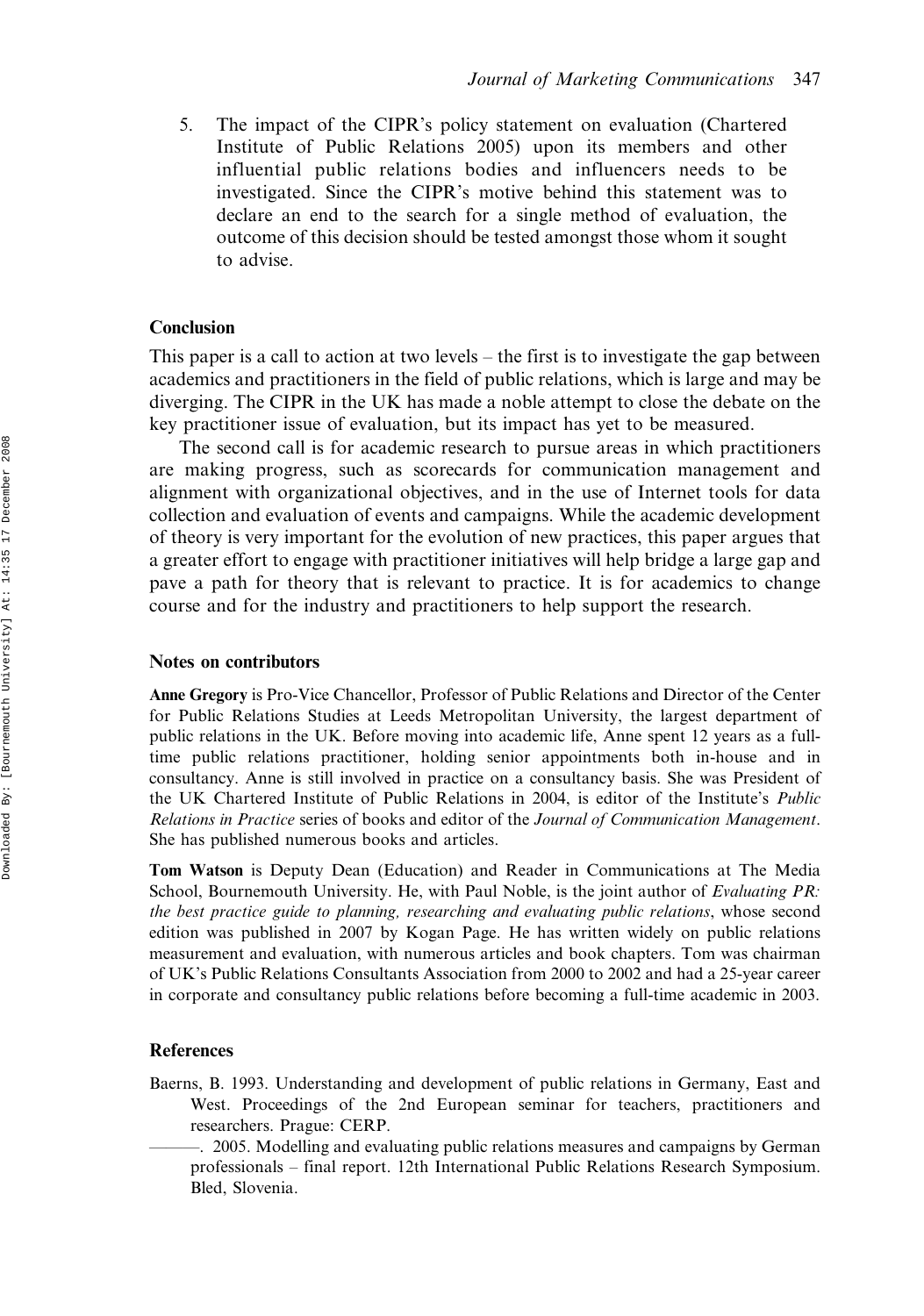5. The impact of the CIPR's policy statement on evaluation (Chartered Institute of Public Relations 2005) upon its members and other influential public relations bodies and influencers needs to be investigated. Since the CIPR's motive behind this statement was to declare an end to the search for a single method of evaluation, the outcome of this decision should be tested amongst those whom it sought to advise.

## Conclusion

This paper is a call to action at two levels – the first is to investigate the gap between academics and practitioners in the field of public relations, which is large and may be diverging. The CIPR in the UK has made a noble attempt to close the debate on the key practitioner issue of evaluation, but its impact has yet to be measured.

The second call is for academic research to pursue areas in which practitioners are making progress, such as scorecards for communication management and alignment with organizational objectives, and in the use of Internet tools for data collection and evaluation of events and campaigns. While the academic development of theory is very important for the evolution of new practices, this paper argues that a greater effort to engage with practitioner initiatives will help bridge a large gap and pave a path for theory that is relevant to practice. It is for academics to change course and for the industry and practitioners to help support the research.

### Notes on contributors

**Anne Gregory** is Pro-Vice Chancellor, Professor of Public Relations and Director of the Center for Public Relations Studies at Leeds Metropolitan University, the largest department of public relations in the UK. Before moving into academic life, Anne spent 12 years as a full-time public relations practitioner, holding senior appointments both in-house and in consultancy. Anne is still involved in practice on a consultancy basis. She was President of the UK Chartered Institute of Public Relations in 2004, is editor of the Institute's *Public Relations in Practice* series of books and editor of the *Journal of Communication Management*. She has published numerous books and articles.

**Tom Watson** is Deputy Dean (Education) and Reader in Communications at The Media School, Bournemouth University. He, with Paul Noble, is the joint author of *Evaluating PR: the best practice guide to planning, researching and evaluating public relations*, whose second edition was published in 2007 by Kogan Page. He has written widely on public relations measurement and evaluation, with numerous articles and book chapters. Tom was chairman of UK's Public Relations Consultants Association from 2000 to 2002 and had a 25-year career in corporate and consultancy public relations before becoming a full-time academic in 2003.

## References

Baerns, B. 1993. Understanding and development of public relations in Germany, East and West. Proceedings of the 2nd European seminar for teachers, practitioners and researchers. Prague: CERP.

———. 2005. Modelling and evaluating public relations measures and campaigns by German professionals – final report. 12th International Public Relations Research Symposium. Bled, Slovenia.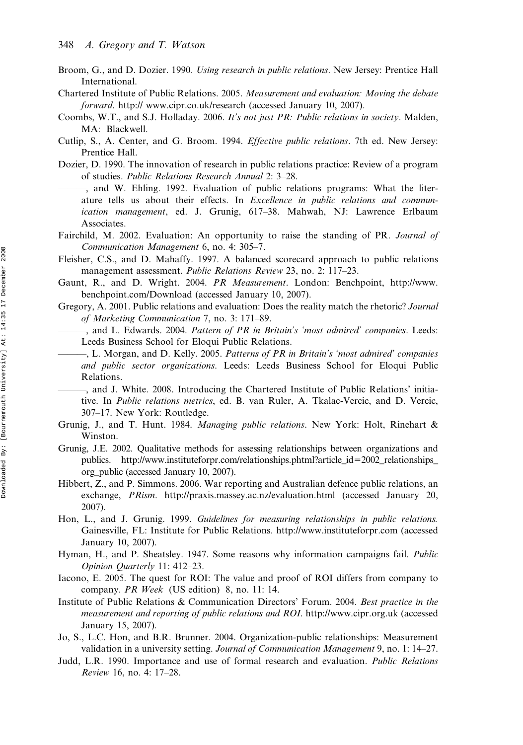Broom, G., and D. Dozier. 1990. *Using research in public relations*. New Jersey: Prentice Hall International.

Chartered Institute of Public Relations. 2005. *Measurement and evaluation: Moving the debate forward*. http:// www.cipr.co.uk/research (accessed January 10, 2007).

Coombs, W.T., and S.J. Holladay. 2006. *It's not just PR: Public relations in society*. Malden, MA: Blackwell.

Cutlip, S., A. Center, and G. Broom. 1994. *Effective public relations*. 7th ed. New Jersey: Prentice Hall.

Dozier, D. 1990. The innovation of research in public relations practice: Review of a program of studies. *Public Relations Research Annual* 2: 3–28.

———, and W. Ehling. 1992. Evaluation of public relations programs: What the literature tells us about their effects. In *Excellence in public relations and communication management*, ed. J. Grunig, 617–38. Mahwah, NJ: Lawrence Erlbaum Associates.

Fairchild, M. 2002. Evaluation: An opportunity to raise the standing of PR. *Journal of Communication Management* 6, no. 4: 305–7.

Fleisher, C.S., and D. Mahaffy. 1997. A balanced scorecard approach to public relations management assessment. *Public Relations Review* 23, no. 2: 117–23.

Gaunt, R., and D. Wright. 2004. *PR Measurement*. London: Benchpoint, http://www.benchpoint.com/Download (accessed January 10, 2007).

Gregory, A. 2001. Public relations and evaluation: Does the reality match the rhetoric? *Journal of Marketing Communication* 7, no. 3: 171–89.

———, and L. Edwards. 2004. *Pattern of PR in Britain's 'most admired' companies*. Leeds: Leeds Business School for Eloqui Public Relations.

———, L. Morgan, and D. Kelly. 2005. *Patterns of PR in Britain's 'most admired' companies and public sector organizations*. Leeds: Leeds Business School for Eloqui Public Relations.

———, and J. White. 2008. Introducing the Chartered Institute of Public Relations' initiative. In *Public relations metrics*, ed. B. van Ruler, A. Tkalac-Vercic, and D. Vercic, 307–17. New York: Routledge.

Grunig, J., and T. Hunt. 1984. *Managing public relations*. New York: Holt, Rinehart & Winston.

Grunig, J.E. 2002. Qualitative methods for assessing relationships between organizations and publics. http://www.instituteforpr.com/relationships.phtml?article_id=2002_relationships_org_public (accessed January 10, 2007).

Hibbert, Z., and P. Simmons. 2006. War reporting and Australian defence public relations, an exchange, *PRism*. http://praxis.massey.ac.nz/evaluation.html (accessed January 20, 2007).

Hon, L., and J. Grunig. 1999. *Guidelines for measuring relationships in public relations.* Gainesville, FL: Institute for Public Relations. http://www.instituteforpr.com (accessed January 10, 2007).

Hyman, H., and P. Sheatsley. 1947. Some reasons why information campaigns fail. *Public Opinion Quarterly* 11: 412–23.

Iacono, E. 2005. The quest for ROI: The value and proof of ROI differs from company to company. *PR Week* (US edition) 8, no. 11: 14.

Institute of Public Relations & Communication Directors' Forum. 2004. *Best practice in the measurement and reporting of public relations and ROI*. http://www.cipr.org.uk (accessed January 15, 2007).

Jo, S., L.C. Hon, and B.R. Brunner. 2004. Organization-public relationships: Measurement validation in a university setting. *Journal of Communication Management* 9, no. 1: 14–27.

Judd, L.R. 1990. Importance and use of formal research and evaluation. *Public Relations Review* 16, no. 4: 17–28.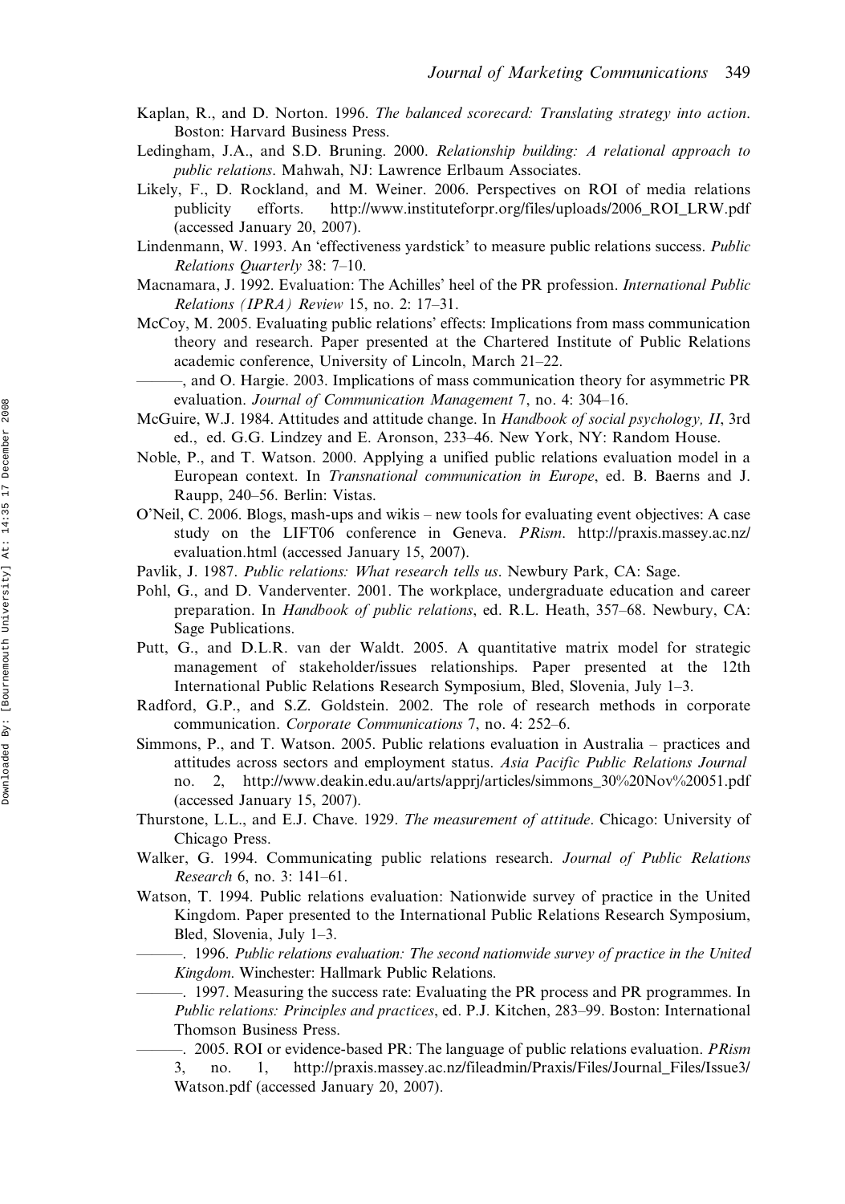Kaplan, R., and D. Norton. 1996. *The balanced scorecard: Translating strategy into action*. Boston: Harvard Business Press.

Ledingham, J.A., and S.D. Bruning. 2000. *Relationship building: A relational approach to public relations*. Mahwah, NJ: Lawrence Erlbaum Associates.

Likely, F., D. Rockland, and M. Weiner. 2006. Perspectives on ROI of media relations publicity efforts. http://www.instituteforpr.org/files/uploads/2006_ROI_LRW.pdf (accessed January 20, 2007).

Lindenmann, W. 1993. An 'effectiveness yardstick' to measure public relations success. *Public Relations Quarterly* 38: 7–10.

Macnamara, J. 1992. Evaluation: The Achilles' heel of the PR profession. *International Public Relations (IPRA) Review* 15, no. 2: 17–31.

McCoy, M. 2005. Evaluating public relations' effects: Implications from mass communication theory and research. Paper presented at the Chartered Institute of Public Relations academic conference, University of Lincoln, March 21–22.

———, and O. Hargie. 2003. Implications of mass communication theory for asymmetric PR evaluation. *Journal of Communication Management* 7, no. 4: 304–16.

McGuire, W.J. 1984. Attitudes and attitude change. In *Handbook of social psychology, II*, 3rd ed., ed. G.G. Lindzey and E. Aronson, 233–46. New York, NY: Random House.

Noble, P., and T. Watson. 2000. Applying a unified public relations evaluation model in a European context. In *Transnational communication in Europe*, ed. B. Baerns and J. Raupp, 240–56. Berlin: Vistas.

O'Neil, C. 2006. Blogs, mash-ups and wikis – new tools for evaluating event objectives: A case study on the LIFT06 conference in Geneva. *PRism*. http://praxis.massey.ac.nz/evaluation.html (accessed January 15, 2007).

Pavlik, J. 1987. *Public relations: What research tells us*. Newbury Park, CA: Sage.

Pohl, G., and D. Vanderventer. 2001. The workplace, undergraduate education and career preparation. In *Handbook of public relations*, ed. R.L. Heath, 357–68. Newbury, CA: Sage Publications.

Putt, G., and D.L.R. van der Waldt. 2005. A quantitative matrix model for strategic management of stakeholder/issues relationships. Paper presented at the 12th International Public Relations Research Symposium, Bled, Slovenia, July 1–3.

Radford, G.P., and S.Z. Goldstein. 2002. The role of research methods in corporate communication. *Corporate Communications* 7, no. 4: 252–6.

Simmons, P., and T. Watson. 2005. Public relations evaluation in Australia – practices and attitudes across sectors and employment status. *Asia Pacific Public Relations Journal* no. 2, http://www.deakin.edu.au/arts/apprj/articles/simmons_30%20Nov%20051.pdf (accessed January 15, 2007).

Thurstone, L.L., and E.J. Chave. 1929. *The measurement of attitude*. Chicago: University of Chicago Press.

Walker, G. 1994. Communicating public relations research. *Journal of Public Relations Research* 6, no. 3: 141–61.

Watson, T. 1994. Public relations evaluation: Nationwide survey of practice in the United Kingdom. Paper presented to the International Public Relations Research Symposium, Bled, Slovenia, July 1–3.

———. 1996. *Public relations evaluation: The second nationwide survey of practice in the United Kingdom*. Winchester: Hallmark Public Relations.

———. 1997. Measuring the success rate: Evaluating the PR process and PR programmes. In *Public relations: Principles and practices*, ed. P.J. Kitchen, 283–99. Boston: International Thomson Business Press.

———. 2005. ROI or evidence-based PR: The language of public relations evaluation. *PRism* 3, no. 1, http://praxis.massey.ac.nz/fileadmin/Praxis/Files/Journal_Files/Issue3/Watson.pdf (accessed January 20, 2007).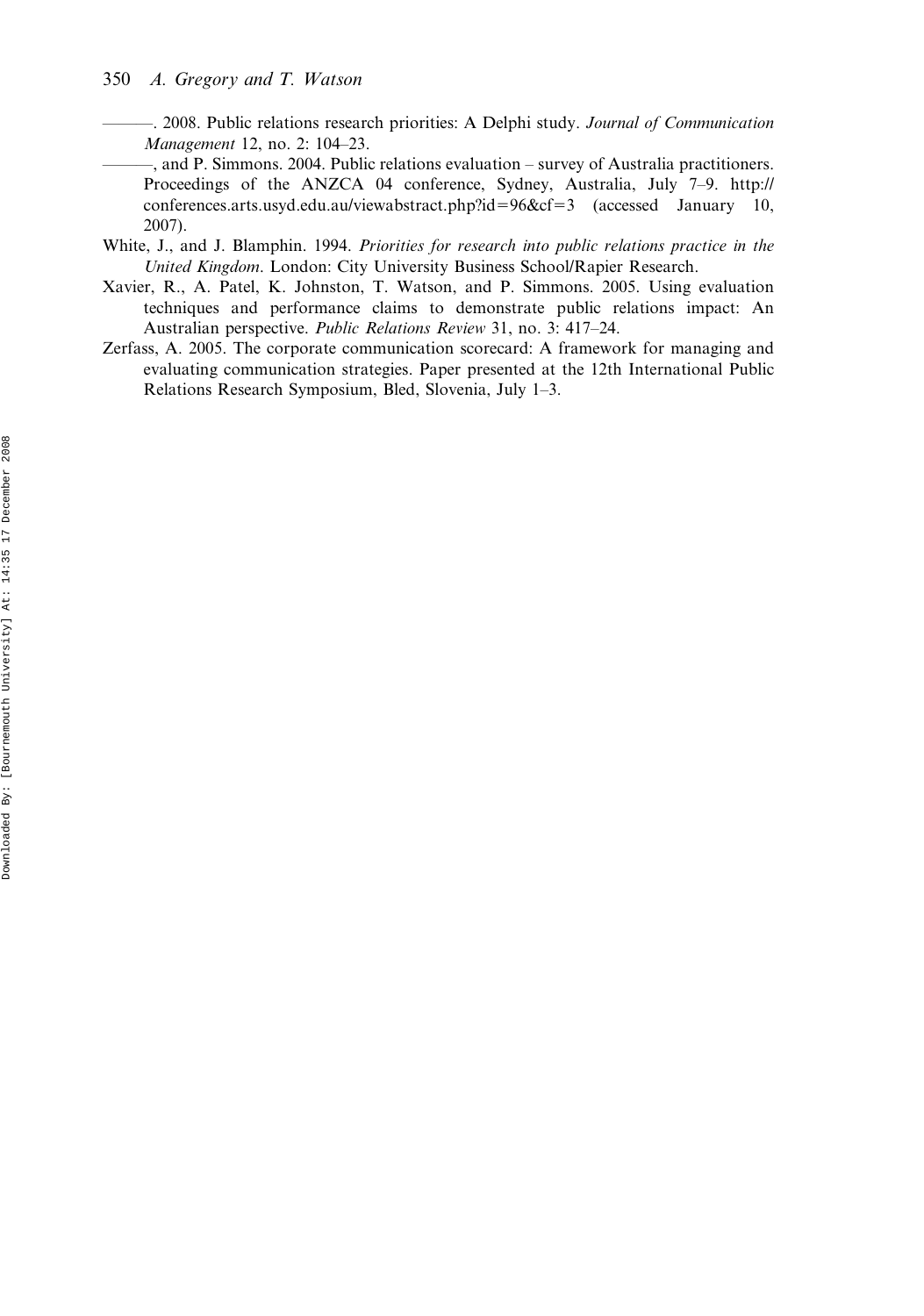———. 2008. Public relations research priorities: A Delphi study. *Journal of Communication Management* 12, no. 2: 104–23.

———, and P. Simmons. 2004. Public relations evaluation – survey of Australia practitioners. Proceedings of the ANZCA 04 conference, Sydney, Australia, July 7–9. http://conferences.arts.usyd.edu.au/viewabstract.php?id=96&cf=3 (accessed January 10, 2007).

White, J., and J. Blamphin. 1994. *Priorities for research into public relations practice in the United Kingdom*. London: City University Business School/Rapier Research.

Xavier, R., A. Patel, K. Johnston, T. Watson, and P. Simmons. 2005. Using evaluation techniques and performance claims to demonstrate public relations impact: An Australian perspective. *Public Relations Review* 31, no. 3: 417–24.

Zerfass, A. 2005. The corporate communication scorecard: A framework for managing and evaluating communication strategies. Paper presented at the 12th International Public Relations Research Symposium, Bled, Slovenia, July 1–3.